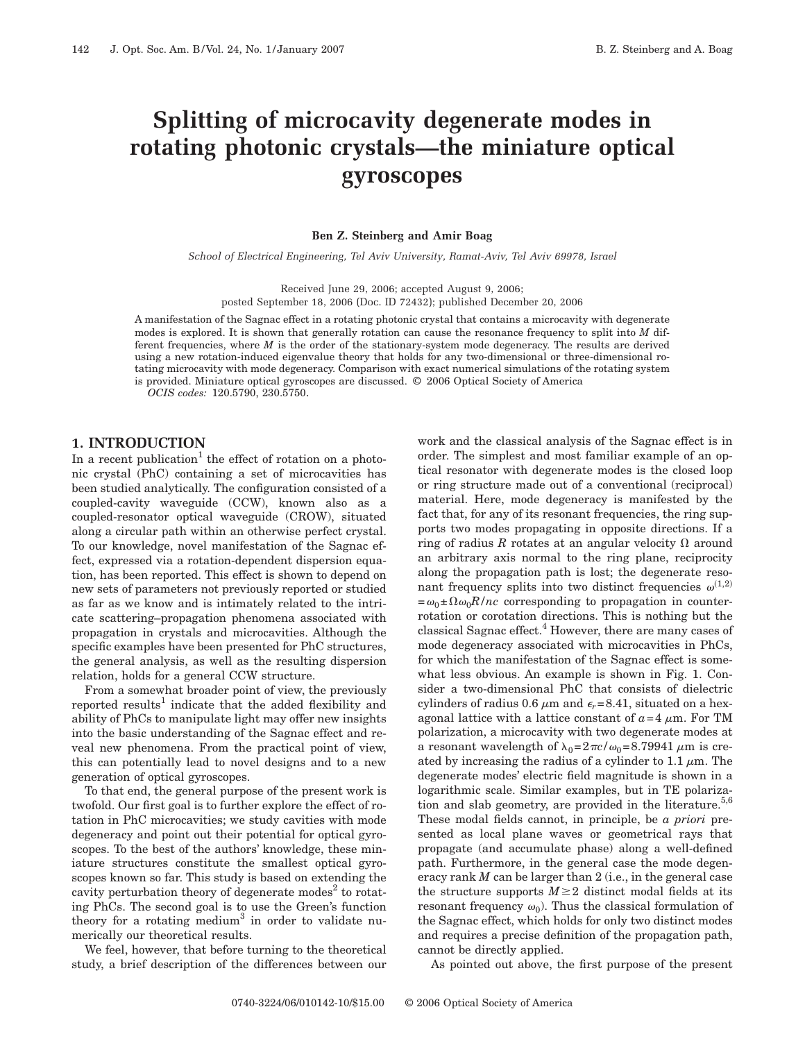# Splitting of microcavity degenerate modes in rotating photonic crystals—the miniature optical gyroscopes

**Ben Z. Steinberg and Amir Boag**

*School of Electrical Engineering, Tel Aviv University, Ramat-Aviv, Tel Aviv 69978, Israel*

Received June 29, 2006; accepted August 9, 2006;
posted September 18, 2006 (Doc. ID 72432); published December 20, 2006

A manifestation of the Sagnac effect in a rotating photonic crystal that contains a microcavity with degenerate modes is explored. It is shown that generally rotation can cause the resonance frequency to split into $M$ different frequencies, where $M$ is the order of the stationary-system mode degeneracy. The results are derived using a new rotation-induced eigenvalue theory that holds for any two-dimensional or three-dimensional rotating microcavity with mode degeneracy. Comparison with exact numerical simulations of the rotating system is provided. Miniature optical gyroscopes are discussed. © 2006 Optical Society of America

*OCIS codes:* 120.5790, 230.5750.

## 1. INTRODUCTION

In a recent publication[1] the effect of rotation on a photonic crystal (PhC) containing a set of microcavities has been studied analytically. The configuration consisted of a coupled-cavity waveguide (CCW), known also as a coupled-resonator optical waveguide (CROW), situated along a circular path within an otherwise perfect crystal. To our knowledge, novel manifestation of the Sagnac effect, expressed via a rotation-dependent dispersion equation, has been reported. This effect is shown to depend on new sets of parameters not previously reported or studied as far as we know and is intimately related to the intricate scattering–propagation phenomena associated with propagation in crystals and microcavities. Although the specific examples have been presented for PhC structures, the general analysis, as well as the resulting dispersion relation, holds for a general CCW structure.

From a somewhat broader point of view, the previously reported results[1] indicate that the added flexibility and ability of PhCs to manipulate light may offer new insights into the basic understanding of the Sagnac effect and reveal new phenomena. From the practical point of view, this can potentially lead to novel designs and to a new generation of optical gyroscopes.

To that end, the general purpose of the present work is twofold. Our first goal is to further explore the effect of rotation in PhC microcavities; we study cavities with mode degeneracy and point out their potential for optical gyroscopes. To the best of the authors' knowledge, these miniature structures constitute the smallest optical gyroscopes known so far. This study is based on extending the cavity perturbation theory of degenerate modes[2] to rotating PhCs. The second goal is to use the Green's function theory for a rotating medium[3] in order to validate numerically our theoretical results.

We feel, however, that before turning to the theoretical study, a brief description of the differences between our work and the classical analysis of the Sagnac effect is in order. The simplest and most familiar example of an optical resonator with degenerate modes is the closed loop or ring structure made out of a conventional (reciprocal) material. Here, mode degeneracy is manifested by the fact that, for any of its resonant frequencies, the ring supports two modes propagating in opposite directions. If a ring of radius $R$ rotates at an angular velocity $\Omega$ around an arbitrary axis normal to the ring plane, reciprocity along the propagation path is lost; the degenerate resonant frequency splits into two distinct frequencies $\omega^{(1,2)} = \omega_0 \pm \Omega\omega_0 R/nc$ corresponding to propagation in counterrotation or corotation directions. This is nothing but the classical Sagnac effect.[4] However, there are many cases of mode degeneracy associated with microcavities in PhCs, for which the manifestation of the Sagnac effect is somewhat less obvious. An example is shown in Fig. 1. Consider a two-dimensional PhC that consists of dielectric cylinders of radius 0.6 $\mu$m and $\epsilon_r = 8.41$, situated on a hexagonal lattice with a lattice constant of $a = 4$ $\mu$m. For TM polarization, a microcavity with two degenerate modes at a resonant wavelength of $\lambda_0 = 2\pi c/\omega_0 = 8.79941$ $\mu$m is created by increasing the radius of a cylinder to 1.1 $\mu$m. The degenerate modes' electric field magnitude is shown in a logarithmic scale. Similar examples, but in TE polarization and slab geometry, are provided in the literature.[5,6] These modal fields cannot, in principle, be *a priori* presented as local plane waves or geometrical rays that propagate (and accumulate phase) along a well-defined path. Furthermore, in the general case the mode degeneracy rank $M$ can be larger than 2 (i.e., in the general case the structure supports $M \geq 2$ distinct modal fields at its resonant frequency $\omega_0$). Thus the classical formulation of the Sagnac effect, which holds for only two distinct modes and requires a precise definition of the propagation path, cannot be directly applied.

As pointed out above, the first purpose of the present

0740-3224/06/010142-10/$15.00 © 2006 Optical Society of America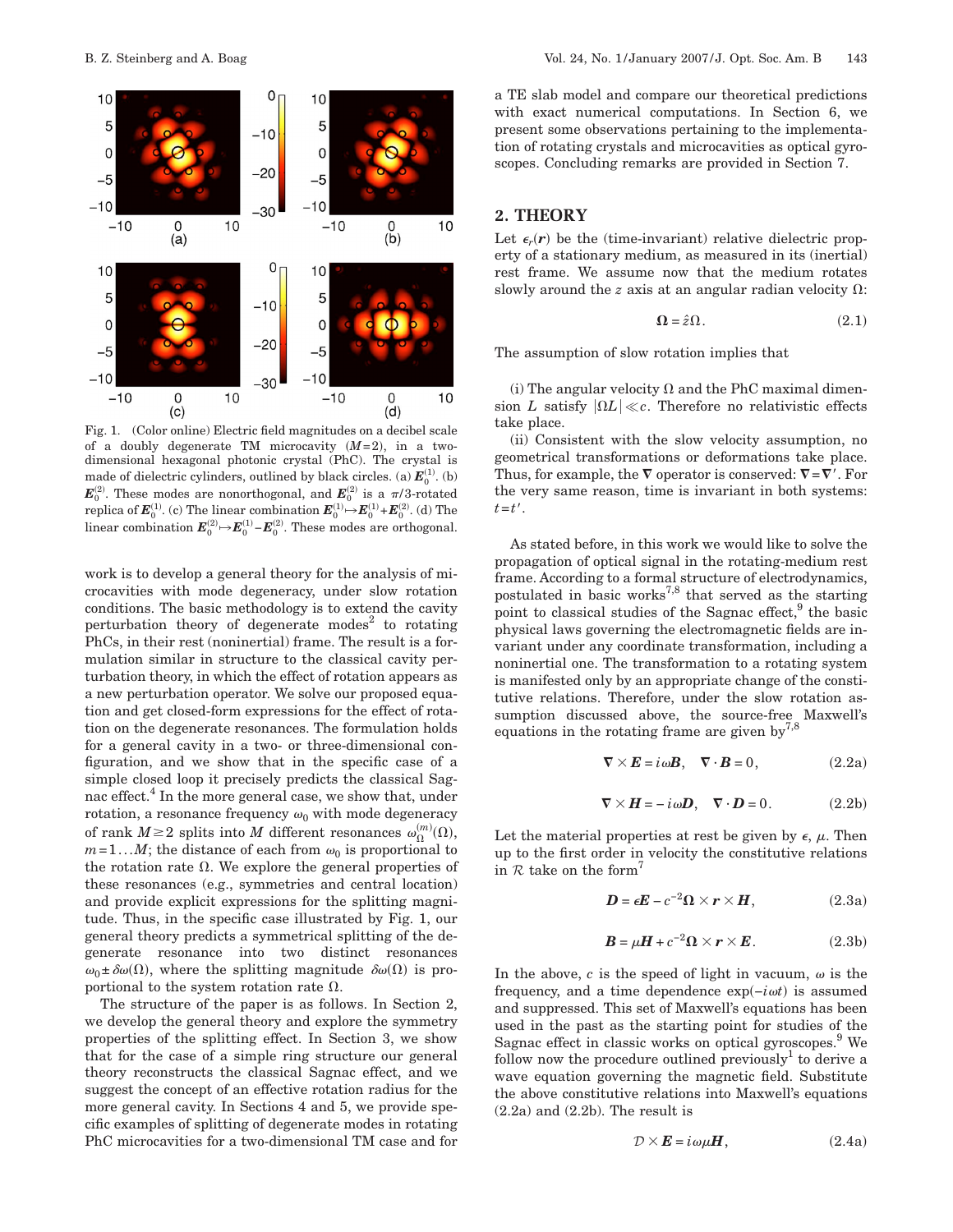Fig. 1. (Color online) Electric field magnitudes on a decibel scale of a doubly degenerate TM microcavity ($M=2$), in a two-dimensional hexagonal photonic crystal (PhC). The crystal is made of dielectric cylinders, outlined by black circles. (a) $\boldsymbol{E}_0^{(1)}$. (b) $\boldsymbol{E}_0^{(2)}$. These modes are nonorthogonal, and $\boldsymbol{E}_0^{(2)}$ is a $\pi/3$-rotated replica of $\boldsymbol{E}_0^{(1)}$. (c) The linear combination $\boldsymbol{E}_0^{(1)} \mapsto \boldsymbol{E}_0^{(1)} + \boldsymbol{E}_0^{(2)}$. (d) The linear combination $\boldsymbol{E}_0^{(2)} \mapsto \boldsymbol{E}_0^{(1)} - \boldsymbol{E}_0^{(2)}$. These modes are orthogonal.

work is to develop a general theory for the analysis of microcavities with mode degeneracy, under slow rotation conditions. The basic methodology is to extend the cavity perturbation theory of degenerate modes[2] to rotating PhCs, in their rest (noninertial) frame. The result is a formulation similar in structure to the classical cavity perturbation theory, in which the effect of rotation appears as a new perturbation operator. We solve our proposed equation and get closed-form expressions for the effect of rotation on the degenerate resonances. The formulation holds for a general cavity in a two- or three-dimensional configuration, and we show that in the specific case of a simple closed loop it precisely predicts the classical Sagnac effect.[4] In the more general case, we show that, under rotation, a resonance frequency $\omega_0$ with mode degeneracy of rank $M \geq 2$ splits into $M$ different resonances $\omega_\Omega^{(m)}(\Omega)$, $m=1\ldots M$; the distance of each from $\omega_0$ is proportional to the rotation rate $\Omega$. We explore the general properties of these resonances (e.g., symmetries and central location) and provide explicit expressions for the splitting magnitude. Thus, in the specific case illustrated by Fig. 1, our general theory predicts a symmetrical splitting of the degenerate resonance into two distinct resonances $\omega_0 \pm \delta\omega(\Omega)$, where the splitting magnitude $\delta\omega(\Omega)$ is proportional to the system rotation rate $\Omega$.

The structure of the paper is as follows. In Section 2, we develop the general theory and explore the symmetry properties of the splitting effect. In Section 3, we show that for the case of a simple ring structure our general theory reconstructs the classical Sagnac effect, and we suggest the concept of an effective rotation radius for the more general cavity. In Sections 4 and 5, we provide specific examples of splitting of degenerate modes in rotating PhC microcavities for a two-dimensional TM case and for a TE slab model and compare our theoretical predictions with exact numerical computations. In Section 6, we present some observations pertaining to the implementation of rotating crystals and microcavities as optical gyroscopes. Concluding remarks are provided in Section 7.

## 2. THEORY

Let $\epsilon_r(\boldsymbol{r})$ be the (time-invariant) relative dielectric property of a stationary medium, as measured in its (inertial) rest frame. We assume now that the medium rotates slowly around the $z$ axis at an angular radian velocity $\Omega$:

$$\boldsymbol{\Omega} = \hat{z}\Omega. \tag{2.1}$$

The assumption of slow rotation implies that

(i) The angular velocity $\Omega$ and the PhC maximal dimension $L$ satisfy $|\Omega L| \ll c$. Therefore no relativistic effects take place.

(ii) Consistent with the slow velocity assumption, no geometrical transformations or deformations take place. Thus, for example, the $\nabla$ operator is conserved: $\nabla = \nabla'$. For the very same reason, time is invariant in both systems: $t = t'$.

As stated before, in this work we would like to solve the propagation of optical signal in the rotating-medium rest frame. According to a formal structure of electrodynamics, postulated in basic works[7,8] that served as the starting point to classical studies of the Sagnac effect,[9] the basic physical laws governing the electromagnetic fields are invariant under any coordinate transformation, including a noninertial one. The transformation to a rotating system is manifested only by an appropriate change of the constitutive relations. Therefore, under the slow rotation assumption discussed above, the source-free Maxwell's equations in the rotating frame are given by[7,8]

$$\nabla \times \boldsymbol{E} = i\omega \boldsymbol{B}, \quad \nabla \cdot \boldsymbol{B} = 0, \tag{2.2a}$$

$$\nabla \times \boldsymbol{H} = -i\omega \boldsymbol{D}, \quad \nabla \cdot \boldsymbol{D} = 0. \tag{2.2b}$$

Let the material properties at rest be given by $\epsilon$, $\mu$. Then up to the first order in velocity the constitutive relations in $\mathcal{R}$ take on the form[7]

$$\boldsymbol{D} = \epsilon \boldsymbol{E} - c^{-2}\boldsymbol{\Omega} \times \boldsymbol{r} \times \boldsymbol{H}, \tag{2.3a}$$

$$\boldsymbol{B} = \mu \boldsymbol{H} + c^{-2}\boldsymbol{\Omega} \times \boldsymbol{r} \times \boldsymbol{E}. \tag{2.3b}$$

In the above, $c$ is the speed of light in vacuum, $\omega$ is the frequency, and a time dependence $\exp(-i\omega t)$ is assumed and suppressed. This set of Maxwell's equations has been used in the past as the starting point for studies of the Sagnac effect in classic works on optical gyroscopes.[9] We follow now the procedure outlined previously[1] to derive a wave equation governing the magnetic field. Substitute the above constitutive relations into Maxwell's equations (2.2a) and (2.2b). The result is

$$\mathcal{D} \times \boldsymbol{E} = i\omega\mu \boldsymbol{H}, \tag{2.4a}$$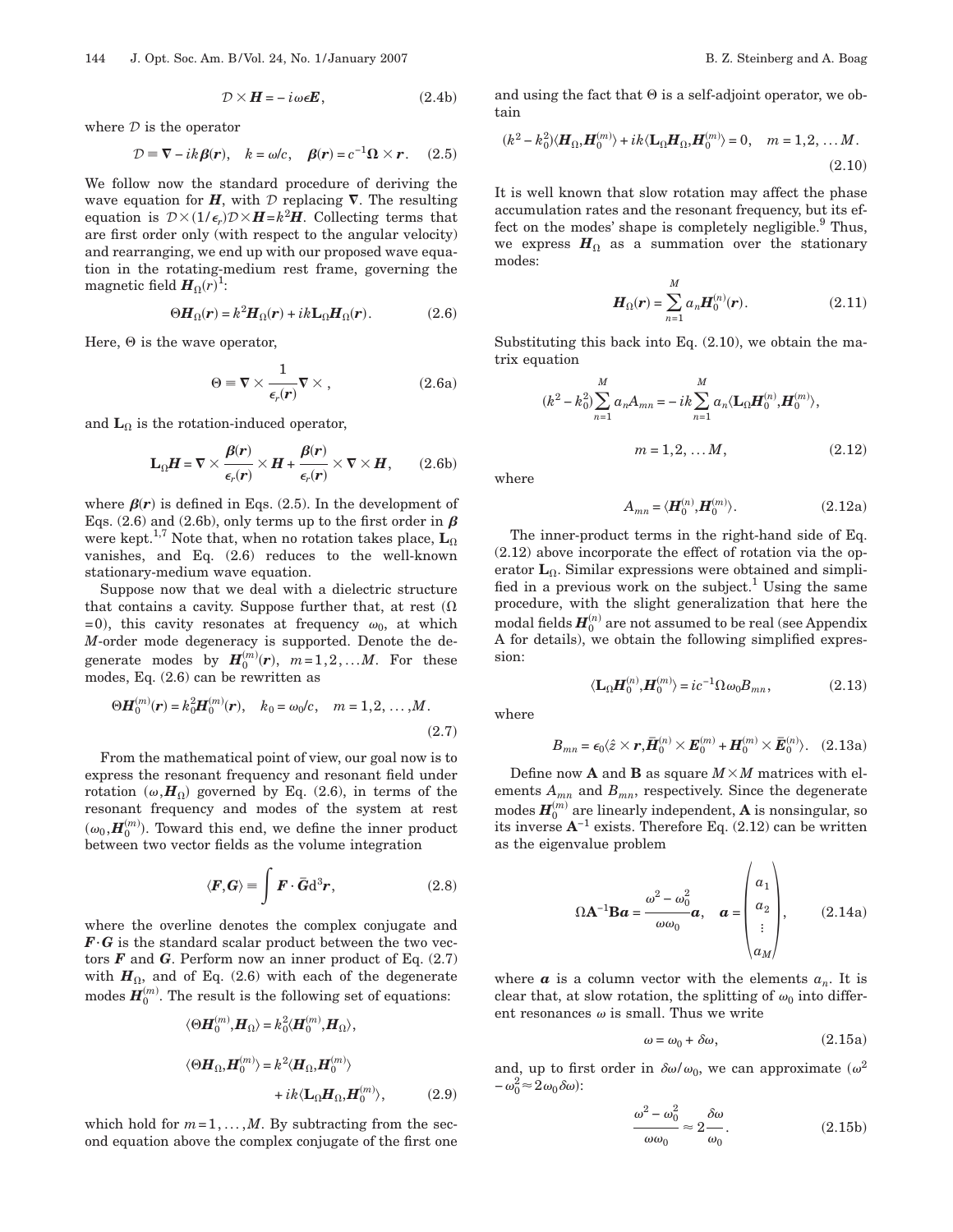$$\mathcal{D} \times \boldsymbol{H} = -i\omega\epsilon \boldsymbol{E}, \tag{2.4b}$$

where $\mathcal{D}$ is the operator

$$\mathcal{D} \equiv \boldsymbol{\nabla} - ik\boldsymbol{\beta}(\boldsymbol{r}), \quad k = \omega/c, \quad \boldsymbol{\beta}(\boldsymbol{r}) = c^{-1}\boldsymbol{\Omega} \times \boldsymbol{r}. \tag{2.5}$$

We follow now the standard procedure of deriving the wave equation for $\boldsymbol{H}$, with $\mathcal{D}$ replacing $\boldsymbol{\nabla}$. The resulting equation is $\mathcal{D}\times(1/\epsilon_r)\mathcal{D}\times\boldsymbol{H}=k^2\boldsymbol{H}$. Collecting terms that are first order only (with respect to the angular velocity) and rearranging, we end up with our proposed wave equation in the rotating-medium rest frame, governing the magnetic field $\boldsymbol{H}_\Omega(r)$[1]:

$$\Theta \boldsymbol{H}_\Omega(\boldsymbol{r}) = k^2\boldsymbol{H}_\Omega(\boldsymbol{r}) + ik\mathbf{L}_\Omega\boldsymbol{H}_\Omega(\boldsymbol{r}). \tag{2.6}$$

Here, $\Theta$ is the wave operator,

$$\Theta \equiv \boldsymbol{\nabla} \times \frac{1}{\epsilon_r(\boldsymbol{r})}\boldsymbol{\nabla}\times, \tag{2.6a}$$

and $\mathbf{L}_\Omega$ is the rotation-induced operator,

$$\mathbf{L}_\Omega\boldsymbol{H} = \boldsymbol{\nabla} \times \frac{\boldsymbol{\beta}(\boldsymbol{r})}{\epsilon_r(\boldsymbol{r})} \times \boldsymbol{H} + \frac{\boldsymbol{\beta}(\boldsymbol{r})}{\epsilon_r(\boldsymbol{r})} \times \boldsymbol{\nabla} \times \boldsymbol{H}, \tag{2.6b}$$

where $\boldsymbol{\beta}(\boldsymbol{r})$ is defined in Eqs. (2.5). In the development of Eqs. (2.6) and (2.6b), only terms up to the first order in $\boldsymbol{\beta}$ were kept.[1,7] Note that, when no rotation takes place, $\mathbf{L}_\Omega$ vanishes, and Eq. (2.6) reduces to the well-known stationary-medium wave equation.

Suppose now that we deal with a dielectric structure that contains a cavity. Suppose further that, at rest ($\Omega = 0$), this cavity resonates at frequency $\omega_0$, at which $M$-order mode degeneracy is supported. Denote the degenerate modes by $\boldsymbol{H}_0^{(m)}(\boldsymbol{r})$, $m=1,2,\ldots M$. For these modes, Eq. (2.6) can be rewritten as

$$\Theta\boldsymbol{H}_0^{(m)}(\boldsymbol{r}) = k_0^2\boldsymbol{H}_0^{(m)}(\boldsymbol{r}), \quad k_0 = \omega_0/c, \quad m=1,2,\ldots,M. \tag{2.7}$$

From the mathematical point of view, our goal now is to express the resonant frequency and resonant field under rotation $(\omega,\boldsymbol{H}_\Omega)$ governed by Eq. (2.6), in terms of the resonant frequency and modes of the system at rest $(\omega_0,\boldsymbol{H}_0^{(m)})$. Toward this end, we define the inner product between two vector fields as the volume integration

$$\langle \boldsymbol{F},\boldsymbol{G}\rangle \equiv \int \boldsymbol{F}\cdot\bar{\boldsymbol{G}}\mathrm{d}^3\boldsymbol{r}, \tag{2.8}$$

where the overline denotes the complex conjugate and $\boldsymbol{F}\cdot\boldsymbol{G}$ is the standard scalar product between the two vectors $\boldsymbol{F}$ and $\boldsymbol{G}$. Perform now an inner product of Eq. (2.7) with $\boldsymbol{H}_\Omega$, and of Eq. (2.6) with each of the degenerate modes $\boldsymbol{H}_0^{(m)}$. The result is the following set of equations:

$$\langle\Theta\boldsymbol{H}_0^{(m)},\boldsymbol{H}_\Omega\rangle = k_0^2\langle\boldsymbol{H}_0^{(m)},\boldsymbol{H}_\Omega\rangle,$$

$$\langle\Theta\boldsymbol{H}_\Omega,\boldsymbol{H}_0^{(m)}\rangle = k^2\langle\boldsymbol{H}_\Omega,\boldsymbol{H}_0^{(m)}\rangle + ik\langle\mathbf{L}_\Omega\boldsymbol{H}_\Omega,\boldsymbol{H}_0^{(m)}\rangle, \tag{2.9}$$

which hold for $m=1,\ldots,M$. By subtracting from the second equation above the complex conjugate of the first one and using the fact that $\Theta$ is a self-adjoint operator, we obtain

$$(k^2-k_0^2)\langle\boldsymbol{H}_\Omega,\boldsymbol{H}_0^{(m)}\rangle + ik\langle\mathbf{L}_\Omega\boldsymbol{H}_\Omega,\boldsymbol{H}_0^{(m)}\rangle = 0, \quad m=1,2,\ldots M. \tag{2.10}$$

It is well known that slow rotation may affect the phase accumulation rates and the resonant frequency, but its effect on the modes' shape is completely negligible.[9] Thus, we express $\boldsymbol{H}_\Omega$ as a summation over the stationary modes:

$$\boldsymbol{H}_\Omega(\boldsymbol{r}) = \sum_{n=1}^{M} a_n\boldsymbol{H}_0^{(n)}(\boldsymbol{r}). \tag{2.11}$$

Substituting this back into Eq. (2.10), we obtain the matrix equation

$$(k^2-k_0^2)\sum_{n=1}^{M} a_nA_{mn} = -ik\sum_{n=1}^{M} a_n\langle\mathbf{L}_\Omega\boldsymbol{H}_0^{(n)},\boldsymbol{H}_0^{(m)}\rangle, \quad m=1,2,\ldots M, \tag{2.12}$$

where

$$A_{mn} = \langle\boldsymbol{H}_0^{(n)},\boldsymbol{H}_0^{(m)}\rangle. \tag{2.12a}$$

The inner-product terms in the right-hand side of Eq. (2.12) above incorporate the effect of rotation via the operator $\mathbf{L}_\Omega$. Similar expressions were obtained and simplified in a previous work on the subject.[1] Using the same procedure, with the slight generalization that here the modal fields $\boldsymbol{H}_0^{(n)}$ are not assumed to be real (see Appendix A for details), we obtain the following simplified expression:

$$\langle\mathbf{L}_\Omega\boldsymbol{H}_0^{(n)},\boldsymbol{H}_0^{(m)}\rangle = ic^{-1}\Omega\omega_0B_{mn}, \tag{2.13}$$

where

$$B_{mn} = \epsilon_0\langle\hat{z}\times\boldsymbol{r},\bar{\boldsymbol{H}}_0^{(n)}\times\boldsymbol{E}_0^{(m)} + \boldsymbol{H}_0^{(m)}\times\bar{\boldsymbol{E}}_0^{(n)}\rangle. \tag{2.13a}$$

Define now $\mathbf{A}$ and $\mathbf{B}$ as square $M\times M$ matrices with elements $A_{mn}$ and $B_{mn}$, respectively. Since the degenerate modes $\boldsymbol{H}_0^{(m)}$ are linearly independent, $\mathbf{A}$ is nonsingular, so its inverse $\mathbf{A}^{-1}$ exists. Therefore Eq. (2.12) can be written as the eigenvalue problem

$$\Omega\mathbf{A}^{-1}\mathbf{B}\boldsymbol{a} = \frac{\omega^2-\omega_0^2}{\omega\omega_0}\boldsymbol{a}, \quad \boldsymbol{a} = \begin{pmatrix} a_1 \\ a_2 \\ \vdots \\ a_M \end{pmatrix}, \tag{2.14a}$$

where $\boldsymbol{a}$ is a column vector with the elements $a_n$. It is clear that, at slow rotation, the splitting of $\omega_0$ into different resonances $\omega$ is small. Thus we write

$$\omega = \omega_0 + \delta\omega, \tag{2.15a}$$

and, up to first order in $\delta\omega/\omega_0$, we can approximate $(\omega^2-\omega_0^2\approx 2\omega_0\delta\omega)$:

$$\frac{\omega^2-\omega_0^2}{\omega\omega_0} \approx 2\frac{\delta\omega}{\omega_0}. \tag{2.15b}$$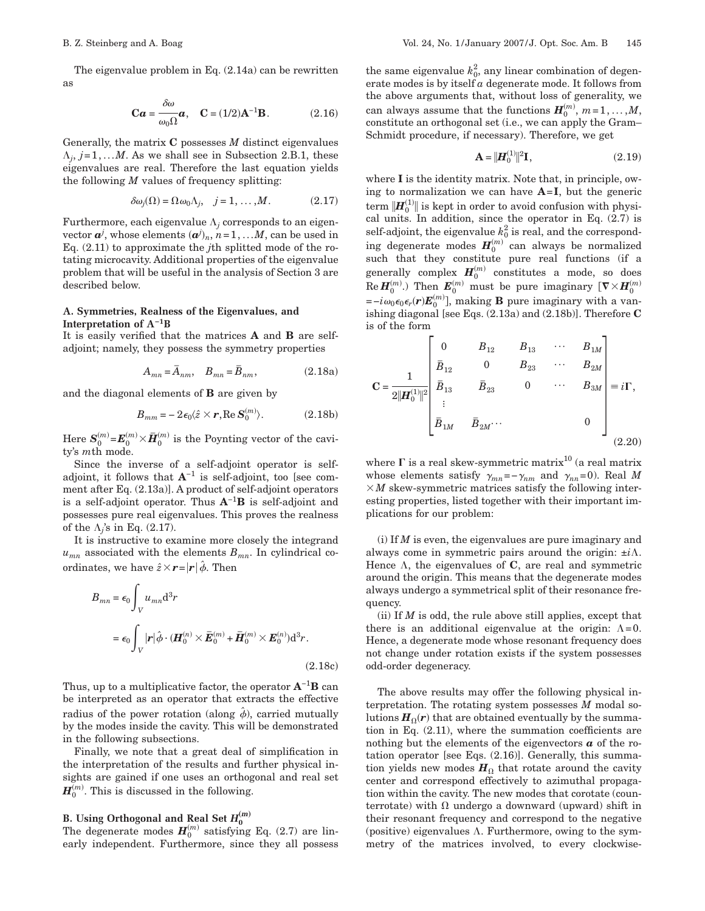The eigenvalue problem in Eq. (2.14a) can be rewritten as

$$\mathbf{C}\boldsymbol{a} = \frac{\delta\omega}{\omega_0\Omega}\boldsymbol{a}, \quad \mathbf{C} = (1/2)\mathbf{A}^{-1}\mathbf{B}. \tag{2.16}$$

Generally, the matrix $\mathbf{C}$ possesses $M$ distinct eigenvalues $\Lambda_j$, $j=1,\ldots M$. As we shall see in Subsection 2.B.1, these eigenvalues are real. Therefore the last equation yields the following $M$ values of frequency splitting:

$$\delta\omega_j(\Omega) = \Omega\omega_0\Lambda_j, \quad j=1,\ldots,M. \tag{2.17}$$

Furthermore, each eigenvalue $\Lambda_j$ corresponds to an eigenvector $\boldsymbol{a}^j$, whose elements $(\boldsymbol{a}^j)_n$, $n=1,\ldots M$, can be used in Eq. (2.11) to approximate the $j$th splitted mode of the rotating microcavity. Additional properties of the eigenvalue problem that will be useful in the analysis of Section 3 are described below.

## A. Symmetries, Realness of the Eigenvalues, and Interpretation of $\mathbf{A}^{-1}\mathbf{B}$

It is easily verified that the matrices $\mathbf{A}$ and $\mathbf{B}$ are self-adjoint; namely, they possess the symmetry properties

$$A_{mn} = \bar{A}_{nm}, \quad B_{mn} = \bar{B}_{nm}, \tag{2.18a}$$

and the diagonal elements of $\mathbf{B}$ are given by

$$B_{mm} = -2\epsilon_0\langle \hat{z}\times\boldsymbol{r}, \mathrm{Re}\,\boldsymbol{S}_0^{(m)}\rangle. \tag{2.18b}$$

Here $\boldsymbol{S}_0^{(m)} = \boldsymbol{E}_0^{(m)}\times\bar{\boldsymbol{H}}_0^{(m)}$ is the Poynting vector of the cavity's $m$th mode.

Since the inverse of a self-adjoint operator is self-adjoint, it follows that $\mathbf{A}^{-1}$ is self-adjoint, too [see comment after Eq. (2.13a)]. A product of self-adjoint operators is a self-adjoint operator. Thus $\mathbf{A}^{-1}\mathbf{B}$ is self-adjoint and possesses pure real eigenvalues. This proves the realness of the $\Lambda_j$'s in Eq. (2.17).

It is instructive to examine more closely the integrand $u_{mn}$ associated with the elements $B_{mn}$. In cylindrical coordinates, we have $\hat{z}\times\boldsymbol{r} = |\boldsymbol{r}|\hat{\phi}$. Then

$$B_{mn} = \epsilon_0\int_V u_{mn}\mathrm{d}^3r = \epsilon_0\int_V |\boldsymbol{r}|\hat{\phi}\cdot(\boldsymbol{H}_0^{(n)}\times\bar{\boldsymbol{E}}_0^{(m)} + \bar{\boldsymbol{H}}_0^{(m)}\times\boldsymbol{E}_0^{(n)})\mathrm{d}^3r. \tag{2.18c}$$

Thus, up to a multiplicative factor, the operator $\mathbf{A}^{-1}\mathbf{B}$ can be interpreted as an operator that extracts the effective radius of the power rotation (along $\hat{\phi}$), carried mutually by the modes inside the cavity. This will be demonstrated in the following subsections.

Finally, we note that a great deal of simplification in the interpretation of the results and further physical insights are gained if one uses an orthogonal and real set $\boldsymbol{H}_0^{(m)}$. This is discussed in the following.

## B. Using Orthogonal and Real Set $\boldsymbol{H}_0^{(m)}$

The degenerate modes $\boldsymbol{H}_0^{(m)}$ satisfying Eq. (2.7) are linearly independent. Furthermore, since they all possess the same eigenvalue $k_0^2$, any linear combination of degenerate modes is by itself *a* degenerate mode. It follows from the above arguments that, without loss of generality, we can always assume that the functions $\boldsymbol{H}_0^{(m)}$, $m=1,\ldots,M$, constitute an orthogonal set (i.e., we can apply the Gram–Schmidt procedure, if necessary). Therefore, we get

$$\mathbf{A} = \|\boldsymbol{H}_0^{(1)}\|^2\mathbf{I}, \tag{2.19}$$

where $\mathbf{I}$ is the identity matrix. Note that, in principle, owing to normalization we can have $\mathbf{A}=\mathbf{I}$, but the generic term $\|\boldsymbol{H}_0^{(1)}\|$ is kept in order to avoid confusion with physical units. In addition, since the operator in Eq. (2.7) is self-adjoint, the eigenvalue $k_0^2$ is real, and the corresponding degenerate modes $\boldsymbol{H}_0^{(m)}$ can always be normalized such that they constitute pure real functions (if a generally complex $\boldsymbol{H}_0^{(m)}$ constitutes a mode, so does $\mathrm{Re}\,\boldsymbol{H}_0^{(m)}$.) Then $\boldsymbol{E}_0^{(m)}$ must be pure imaginary $[\boldsymbol{\nabla}\times\boldsymbol{H}_0^{(m)} = -i\omega_0\epsilon_0\epsilon_r(\boldsymbol{r})\boldsymbol{E}_0^{(m)}]$, making $\mathbf{B}$ pure imaginary with a vanishing diagonal [see Eqs. (2.13a) and (2.18b)]. Therefore $\mathbf{C}$ is of the form

$$\mathbf{C} = \frac{1}{2\|\boldsymbol{H}_0^{(1)}\|^2}\begin{bmatrix} 0 & B_{12} & B_{13} & \cdots & B_{1M} \\ \bar{B}_{12} & 0 & B_{23} & \cdots & B_{2M} \\ \bar{B}_{13} & \bar{B}_{23} & 0 & \cdots & B_{3M} \\ \vdots & & & & \\ \bar{B}_{1M} & \bar{B}_{2M}\cdots & & & 0 \end{bmatrix} \equiv i\Gamma, \tag{2.20}$$

where $\Gamma$ is a real skew-symmetric matrix[10] (a real matrix whose elements satisfy $\gamma_{mn} = -\gamma_{nm}$ and $\gamma_{nn}=0$). Real $M\times M$ skew-symmetric matrices satisfy the following interesting properties, listed together with their important implications for our problem:

(i) If $M$ is even, the eigenvalues are pure imaginary and always come in symmetric pairs around the origin: $\pm i\Lambda$. Hence $\Lambda$, the eigenvalues of $\mathbf{C}$, are real and symmetric around the origin. This means that the degenerate modes always undergo a symmetrical split of their resonance frequency.

(ii) If $M$ is odd, the rule above still applies, except that there is an additional eigenvalue at the origin: $\Lambda=0$. Hence, a degenerate mode whose resonant frequency does not change under rotation exists if the system possesses odd-order degeneracy.

The above results may offer the following physical interpretation. The rotating system possesses $M$ modal solutions $\boldsymbol{H}_\Omega(\boldsymbol{r})$ that are obtained eventually by the summation in Eq. (2.11), where the summation coefficients are nothing but the elements of the eigenvectors $\boldsymbol{a}$ of the rotation operator [see Eqs. (2.16)]. Generally, this summation yields new modes $\boldsymbol{H}_\Omega$ that rotate around the cavity center and correspond effectively to azimuthal propagation within the cavity. The new modes that corotate (counterrotate) with $\Omega$ undergo a downward (upward) shift in their resonant frequency and correspond to the negative (positive) eigenvalues $\Lambda$. Furthermore, owing to the symmetry of the matrices involved, to every clockwise-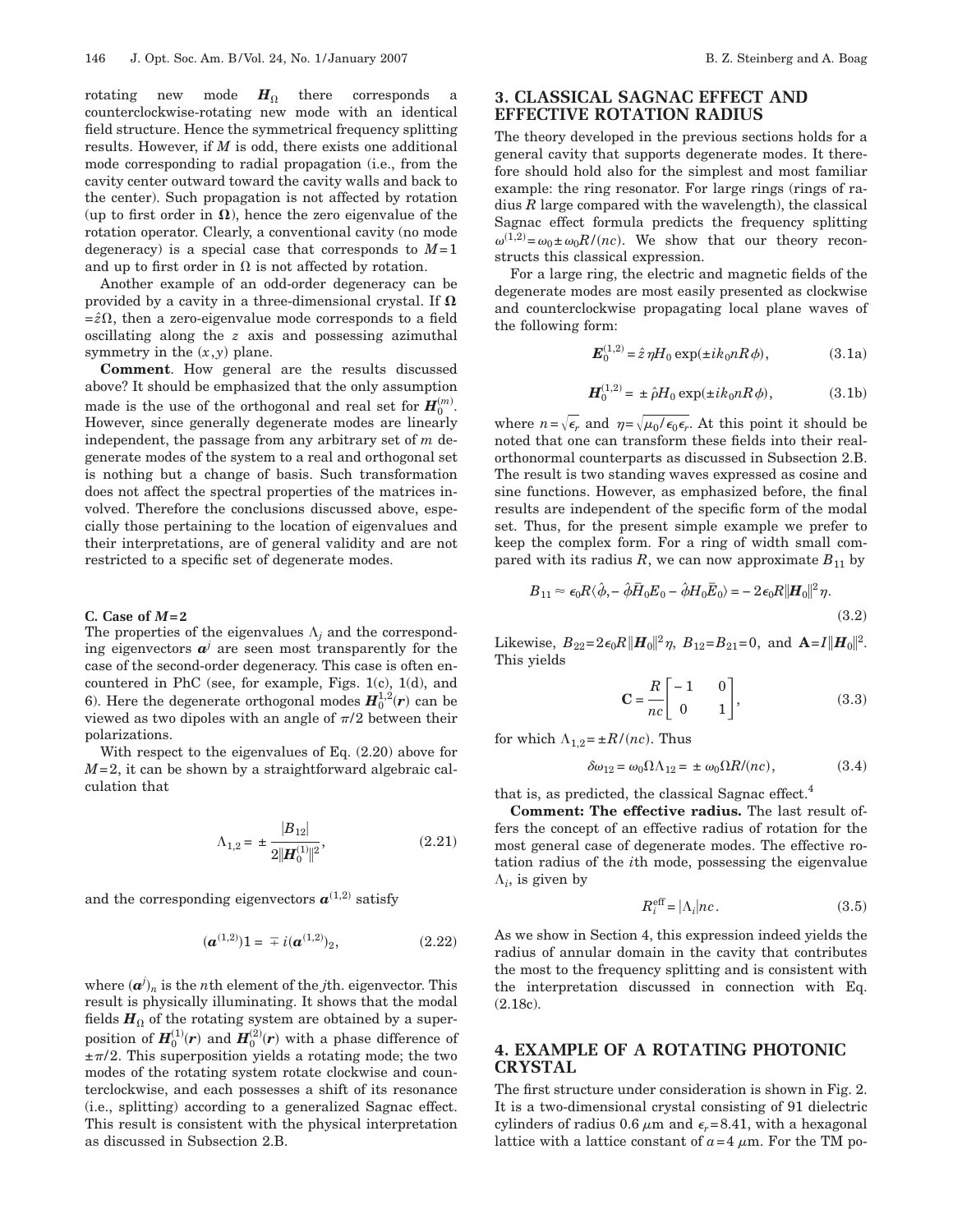rotating new mode $\boldsymbol{H}_\Omega$ there corresponds a counterclockwise-rotating new mode with an identical field structure. Hence the symmetrical frequency splitting results. However, if $M$ is odd, there exists one additional mode corresponding to radial propagation (i.e., from the cavity center outward toward the cavity walls and back to the center). Such propagation is not affected by rotation (up to first order in $\boldsymbol{\Omega}$), hence the zero eigenvalue of the rotation operator. Clearly, a conventional cavity (no mode degeneracy) is a special case that corresponds to $M=1$ and up to first order in $\Omega$ is not affected by rotation.

Another example of an odd-order degeneracy can be provided by a cavity in a three-dimensional crystal. If $\boldsymbol{\Omega}=\hat{z}\Omega$, then a zero-eigenvalue mode corresponds to a field oscillating along the $z$ axis and possessing azimuthal symmetry in the $(x,y)$ plane.

**Comment**. How general are the results discussed above? It should be emphasized that the only assumption made is the use of the orthogonal and real set for $\boldsymbol{H}_0^{(m)}$. However, since generally degenerate modes are linearly independent, the passage from any arbitrary set of $m$ degenerate modes of the system to a real and orthogonal set is nothing but a change of basis. Such transformation does not affect the spectral properties of the matrices involved. Therefore the conclusions discussed above, especially those pertaining to the location of eigenvalues and their interpretations, are of general validity and are not restricted to a specific set of degenerate modes.

### C. Case of $M=2$

The properties of the eigenvalues $\Lambda_j$ and the corresponding eigenvectors $\boldsymbol{a}^j$ are seen most transparently for the case of the second-order degeneracy. This case is often encountered in PhC (see, for example, Figs. 1(c), 1(d), and 6). Here the degenerate orthogonal modes $\boldsymbol{H}_0^{1,2}(\boldsymbol{r})$ can be viewed as two dipoles with an angle of $\pi/2$ between their polarizations.

With respect to the eigenvalues of Eq. (2.20) above for $M=2$, it can be shown by a straightforward algebraic calculation that

$$\Lambda_{1,2} = \pm \frac{|B_{12}|}{2\|\boldsymbol{H}_0^{(1)}\|^2}, \tag{2.21}$$

and the corresponding eigenvectors $\boldsymbol{a}^{(1,2)}$ satisfy

$$(\boldsymbol{a}^{(1,2)})1 = \mp i(\boldsymbol{a}^{(1,2)})_2, \tag{2.22}$$

where $(\boldsymbol{a}^j)_n$ is the $n$th element of the $j$th. eigenvector. This result is physically illuminating. It shows that the modal fields $\boldsymbol{H}_\Omega$ of the rotating system are obtained by a superposition of $\boldsymbol{H}_0^{(1)}(\boldsymbol{r})$ and $\boldsymbol{H}_0^{(2)}(\boldsymbol{r})$ with a phase difference of $\pm\pi/2$. This superposition yields a rotating mode; the two modes of the rotating system rotate clockwise and counterclockwise, and each possesses a shift of its resonance (i.e., splitting) according to a generalized Sagnac effect. This result is consistent with the physical interpretation as discussed in Subsection 2.B.

## 3. CLASSICAL SAGNAC EFFECT AND EFFECTIVE ROTATION RADIUS

The theory developed in the previous sections holds for a general cavity that supports degenerate modes. It therefore should hold also for the simplest and most familiar example: the ring resonator. For large rings (rings of radius $R$ large compared with the wavelength), the classical Sagnac effect formula predicts the frequency splitting $\omega^{(1,2)}=\omega_0 \pm \omega_0 R/(nc)$. We show that our theory reconstructs this classical expression.

For a large ring, the electric and magnetic fields of the degenerate modes are most easily presented as clockwise and counterclockwise propagating local plane waves of the following form:

$$\boldsymbol{E}_0^{(1,2)} = \hat{z}\,\eta H_0 \exp(\pm i k_0 n R\phi), \tag{3.1a}$$

$$\boldsymbol{H}_0^{(1,2)} = \pm \hat{\rho} H_0 \exp(\pm i k_0 n R\phi), \tag{3.1b}$$

where $n=\sqrt{\epsilon_r}$ and $\eta=\sqrt{\mu_0/\epsilon_0\epsilon_r}$. At this point it should be noted that one can transform these fields into their real-orthonormal counterparts as discussed in Subsection 2.B. The result is two standing waves expressed as cosine and sine functions. However, as emphasized before, the final results are independent of the specific form of the modal set. Thus, for the present simple example we prefer to keep the complex form. For a ring of width small compared with its radius $R$, we can now approximate $B_{11}$ by

$$B_{11} \approx \epsilon_0 R\langle \hat{\phi}, -\hat{\phi}\bar{H}_0 E_0 - \hat{\phi} H_0 \bar{E}_0\rangle = -2\epsilon_0 R\|\boldsymbol{H}_0\|^2 \eta. \tag{3.2}$$

Likewise, $B_{22}=2\epsilon_0 R\|\boldsymbol{H}_0\|^2\eta$, $B_{12}=B_{21}=0$, and $\mathbf{A}=I\|\boldsymbol{H}_0\|^2$. This yields

$$\mathbf{C} = \frac{R}{nc}\begin{bmatrix} -1 & 0 \\ 0 & 1 \end{bmatrix}, \tag{3.3}$$

for which $\Lambda_{1,2}=\pm R/(nc)$. Thus

$$\delta\omega_{12} = \omega_0 \Omega \Lambda_{12} = \pm\,\omega_0 \Omega R/(nc), \tag{3.4}$$

that is, as predicted, the classical Sagnac effect.[4]

**Comment: The effective radius.** The last result offers the concept of an effective radius of rotation for the most general case of degenerate modes. The effective rotation radius of the $i$th mode, possessing the eigenvalue $\Lambda_i$, is given by

$$R_i^{\text{eff}} = |\Lambda_i| nc. \tag{3.5}$$

As we show in Section 4, this expression indeed yields the radius of annular domain in the cavity that contributes the most to the frequency splitting and is consistent with the interpretation discussed in connection with Eq. (2.18c).

## 4. EXAMPLE OF A ROTATING PHOTONIC CRYSTAL

The first structure under consideration is shown in Fig. 2. It is a two-dimensional crystal consisting of 91 dielectric cylinders of radius 0.6 $\mu$m and $\epsilon_r=8.41$, with a hexagonal lattice with a lattice constant of $a=4$ $\mu$m. For the TM po-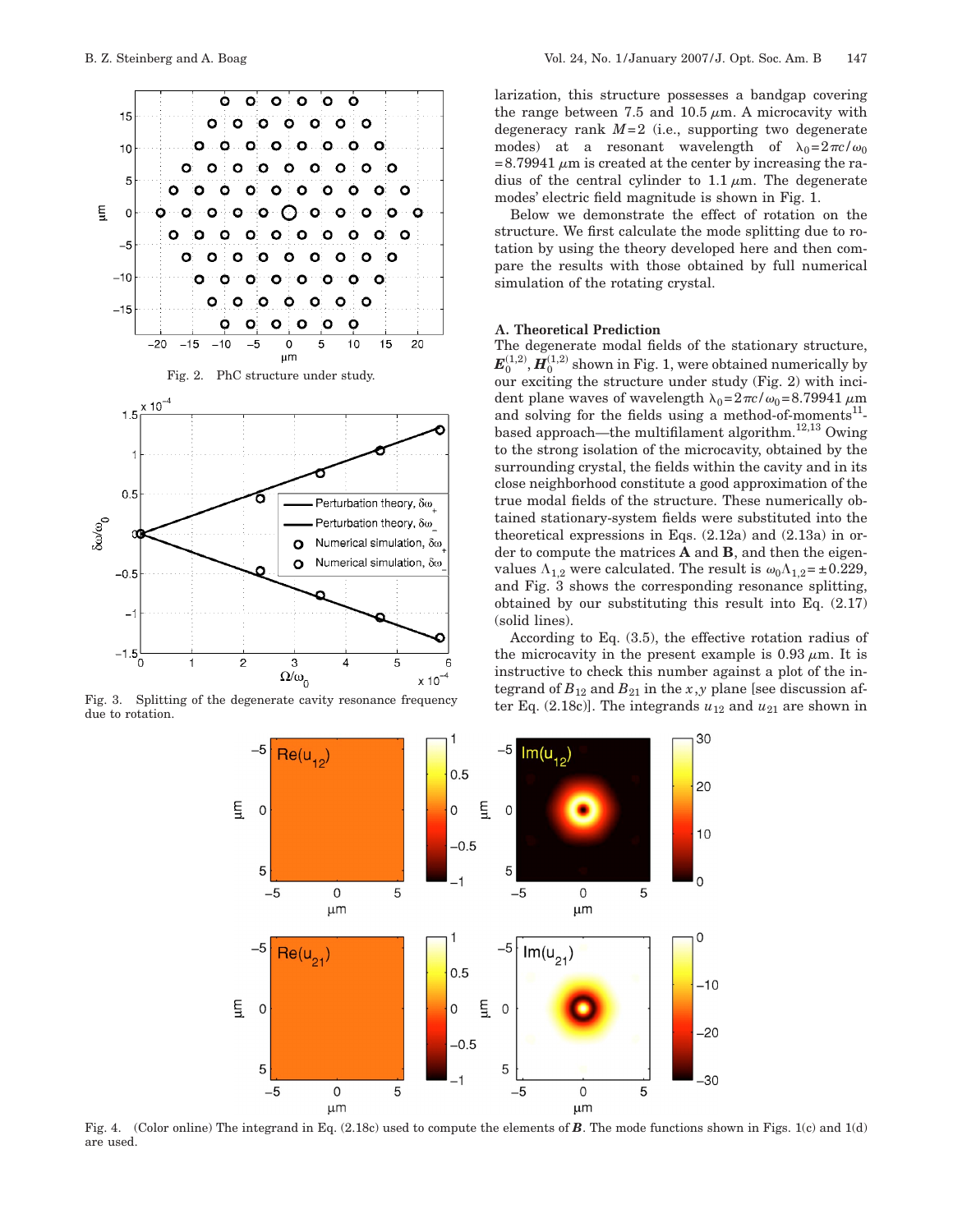Fig. 2. PhC structure under study.

Fig. 3. Splitting of the degenerate cavity resonance frequency due to rotation.

larization, this structure possesses a bandgap covering the range between 7.5 and 10.5 $\mu$m. A microcavity with degeneracy rank $M=2$ (i.e., supporting two degenerate modes) at a resonant wavelength of $\lambda_0=2\pi c/\omega_0=8.79941$ $\mu$m is created at the center by increasing the radius of the central cylinder to 1.1 $\mu$m. The degenerate modes' electric field magnitude is shown in Fig. 1.

Below we demonstrate the effect of rotation on the structure. We first calculate the mode splitting due to rotation by using the theory developed here and then compare the results with those obtained by full numerical simulation of the rotating crystal.

### A. Theoretical Prediction

The degenerate modal fields of the stationary structure, $\boldsymbol{E}_0^{(1,2)}, \boldsymbol{H}_0^{(1,2)}$ shown in Fig. 1, were obtained numerically by our exciting the structure under study (Fig. 2) with incident plane waves of wavelength $\lambda_0=2\pi c/\omega_0=8.79941$ $\mu$m and solving for the fields using a method-of-moments[11]-based approach—the multifilament algorithm.[12,13] Owing to the strong isolation of the microcavity, obtained by the surrounding crystal, the fields within the cavity and in its close neighborhood constitute a good approximation of the true modal fields of the structure. These numerically obtained stationary-system fields were substituted into the theoretical expressions in Eqs. (2.12a) and (2.13a) in order to compute the matrices $\mathbf{A}$ and $\mathbf{B}$, and then the eigenvalues $\Lambda_{1,2}$ were calculated. The result is $\omega_0\Lambda_{1,2}=\pm 0.229$, and Fig. 3 shows the corresponding resonance splitting, obtained by our substituting this result into Eq. (2.17) (solid lines).

According to Eq. (3.5), the effective rotation radius of the microcavity in the present example is 0.93 $\mu$m. It is instructive to check this number against a plot of the integrand of $B_{12}$ and $B_{21}$ in the $x,y$ plane [see discussion after Eq. (2.18c)]. The integrands $u_{12}$ and $u_{21}$ are shown in

Fig. 4. (Color online) The integrand in Eq. (2.18c) used to compute the elements of $\boldsymbol{B}$. The mode functions shown in Figs. 1(c) and 1(d) are used.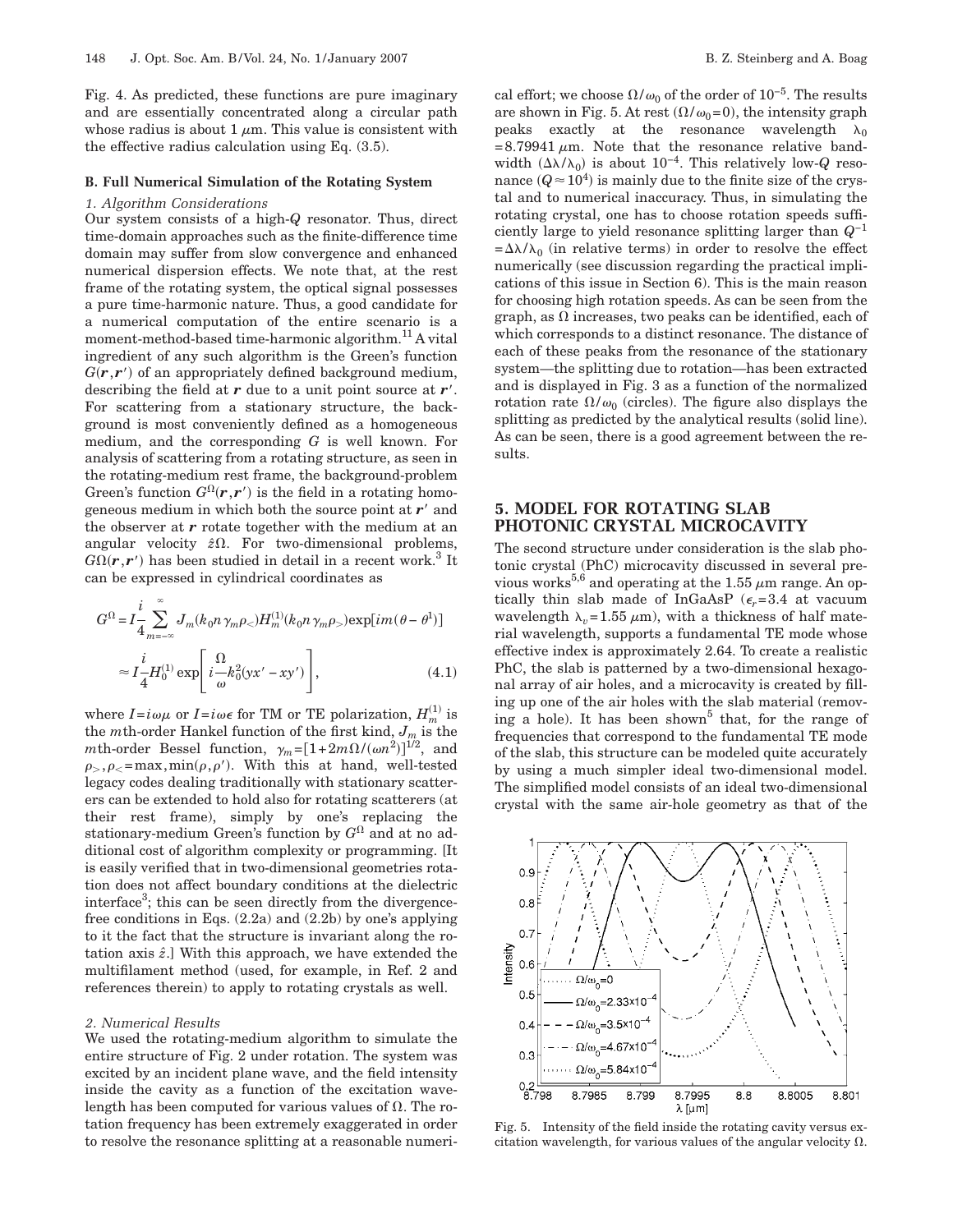Fig. 4. As predicted, these functions are pure imaginary and are essentially concentrated along a circular path whose radius is about 1 $\mu$m. This value is consistent with the effective radius calculation using Eq. (3.5).

### B. Full Numerical Simulation of the Rotating System

#### 1. Algorithm Considerations

Our system consists of a high-$Q$ resonator. Thus, direct time-domain approaches such as the finite-difference time domain may suffer from slow convergence and enhanced numerical dispersion effects. We note that, at the rest frame of the rotating system, the optical signal possesses a pure time-harmonic nature. Thus, a good candidate for a numerical computation of the entire scenario is a moment-method-based time-harmonic algorithm.[11] A vital ingredient of any such algorithm is the Green's function $G(\boldsymbol{r},\boldsymbol{r}')$ of an appropriately defined background medium, describing the field at $\boldsymbol{r}$ due to a unit point source at $\boldsymbol{r}'$. For scattering from a stationary structure, the background is most conveniently defined as a homogeneous medium, and the corresponding $G$ is well known. For analysis of scattering from a rotating structure, as seen in the rotating-medium rest frame, the background-problem Green's function $G^{\Omega}(\boldsymbol{r},\boldsymbol{r}')$ is the field in a rotating homogeneous medium in which both the source point at $\boldsymbol{r}'$ and the observer at $\boldsymbol{r}$ rotate together with the medium at an angular velocity $\hat{z}\Omega$. For two-dimensional problems, $G\Omega(\boldsymbol{r},\boldsymbol{r}')$ has been studied in detail in a recent work.[3] It can be expressed in cylindrical coordinates as

$$
\begin{aligned}
G^{\Omega} &= I\frac{i}{4}\sum_{m=-\infty}^{\infty} J_m(k_0 n \gamma_m \rho_<) H_m^{(1)}(k_0 n \gamma_m \rho_>) \exp[im(\theta-\theta^1)] \\
&\approx I\frac{i}{4} H_0^{(1)} \exp\left[ i\frac{\Omega}{\omega} k_0^2 (yx' - xy') \right],
\end{aligned} \tag{4.1}
$$

where $I=i\omega\mu$ or $I=i\omega\epsilon$ for TM or TE polarization, $H_m^{(1)}$ is the $m$th-order Hankel function of the first kind, $J_m$ is the $m$th-order Bessel function, $\gamma_m=[1+2m\Omega/(\omega n^2)]^{1/2}$, and $\rho_>,\rho_<=\max,\min(\rho,\rho')$. With this at hand, well-tested legacy codes dealing traditionally with stationary scatterers can be extended to hold also for rotating scatterers (at their rest frame), simply by one's replacing the stationary-medium Green's function by $G^{\Omega}$ and at no additional cost of algorithm complexity or programming. [It is easily verified that in two-dimensional geometries rotation does not affect boundary conditions at the dielectric interface[3]; this can be seen directly from the divergence-free conditions in Eqs. (2.2a) and (2.2b) by one's applying to it the fact that the structure is invariant along the rotation axis $\hat{z}$.] With this approach, we have extended the multifilament method (used, for example, in Ref. 2 and references therein) to apply to rotating crystals as well.

#### 2. Numerical Results

We used the rotating-medium algorithm to simulate the entire structure of Fig. 2 under rotation. The system was excited by an incident plane wave, and the field intensity inside the cavity as a function of the excitation wavelength has been computed for various values of $\Omega$. The rotation frequency has been extremely exaggerated in order to resolve the resonance splitting at a reasonable numerical effort; we choose $\Omega/\omega_0$ of the order of $10^{-5}$. The results are shown in Fig. 5. At rest ($\Omega/\omega_0=0$), the intensity graph peaks exactly at the resonance wavelength $\lambda_0=8.79941\ \mu$m. Note that the resonance relative bandwidth ($\Delta\lambda/\lambda_0$) is about $10^{-4}$. This relatively low-$Q$ resonance ($Q\approx 10^4$) is mainly due to the finite size of the crystal and to numerical inaccuracy. Thus, in simulating the rotating crystal, one has to choose rotation speeds sufficiently large to yield resonance splitting larger than $Q^{-1}=\Delta\lambda/\lambda_0$ (in relative terms) in order to resolve the effect numerically (see discussion regarding the practical implications of this issue in Section 6). This is the main reason for choosing high rotation speeds. As can be seen from the graph, as $\Omega$ increases, two peaks can be identified, each of which corresponds to a distinct resonance. The distance of each of these peaks from the resonance of the stationary system—the splitting due to rotation—has been extracted and is displayed in Fig. 3 as a function of the normalized rotation rate $\Omega/\omega_0$ (circles). The figure also displays the splitting as predicted by the analytical results (solid line). As can be seen, there is a good agreement between the results.

## 5. MODEL FOR ROTATING SLAB PHOTONIC CRYSTAL MICROCAVITY

The second structure under consideration is the slab photonic crystal (PhC) microcavity discussed in several previous works[5,6] and operating at the 1.55 $\mu$m range. An optically thin slab made of InGaAsP ($\epsilon_r=3.4$ at vacuum wavelength $\lambda_v=1.55\ \mu$m), with a thickness of half material wavelength, supports a fundamental TE mode whose effective index is approximately 2.64. To create a realistic PhC, the slab is patterned by a two-dimensional hexagonal array of air holes, and a microcavity is created by filling up one of the air holes with the slab material (removing a hole). It has been shown[5] that, for the range of frequencies that correspond to the fundamental TE mode of the slab, this structure can be modeled quite accurately by using a much simpler ideal two-dimensional model. The simplified model consists of an ideal two-dimensional crystal with the same air-hole geometry as that of the

Fig. 5. Intensity of the field inside the rotating cavity versus excitation wavelength, for various values of the angular velocity $\Omega$.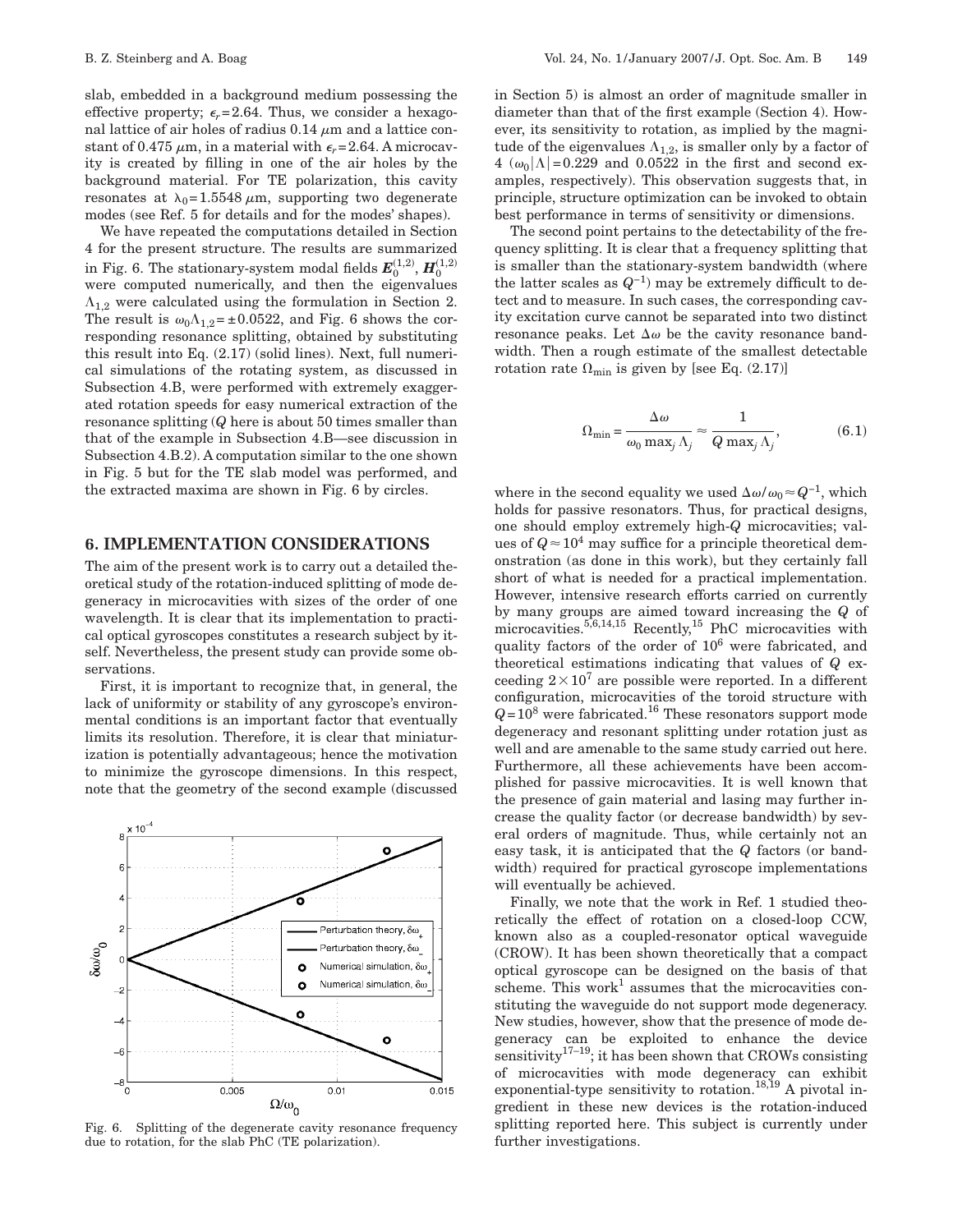slab, embedded in a background medium possessing the effective property; $\epsilon_r = 2.64$. Thus, we consider a hexagonal lattice of air holes of radius 0.14 $\mu$m and a lattice constant of 0.475 $\mu$m, in a material with $\epsilon_r = 2.64$. A microcavity is created by filling in one of the air holes by the background material. For TE polarization, this cavity resonates at $\lambda_0 = 1.5548$ $\mu$m, supporting two degenerate modes (see Ref. 5 for details and for the modes' shapes).

We have repeated the computations detailed in Section 4 for the present structure. The results are summarized in Fig. 6. The stationary-system modal fields $\boldsymbol{E}_0^{(1,2)}$, $\boldsymbol{H}_0^{(1,2)}$ were computed numerically, and then the eigenvalues $\Lambda_{1,2}$ were calculated using the formulation in Section 2. The result is $\omega_0 \Lambda_{1,2} = \pm 0.0522$, and Fig. 6 shows the corresponding resonance splitting, obtained by substituting this result into Eq. (2.17) (solid lines). Next, full numerical simulations of the rotating system, as discussed in Subsection 4.B, were performed with extremely exaggerated rotation speeds for easy numerical extraction of the resonance splitting ($Q$ here is about 50 times smaller than that of the example in Subsection 4.B—see discussion in Subsection 4.B.2). A computation similar to the one shown in Fig. 5 but for the TE slab model was performed, and the extracted maxima are shown in Fig. 6 by circles.

Fig. 6. Splitting of the degenerate cavity resonance frequency due to rotation, for the slab PhC (TE polarization).

## 6. IMPLEMENTATION CONSIDERATIONS

The aim of the present work is to carry out a detailed theoretical study of the rotation-induced splitting of mode degeneracy in microcavities with sizes of the order of one wavelength. It is clear that its implementation to practical optical gyroscopes constitutes a research subject by itself. Nevertheless, the present study can provide some observations.

First, it is important to recognize that, in general, the lack of uniformity or stability of any gyroscope's environmental conditions is an important factor that eventually limits its resolution. Therefore, it is clear that miniaturization is potentially advantageous; hence the motivation to minimize the gyroscope dimensions. In this respect, note that the geometry of the second example (discussed in Section 5) is almost an order of magnitude smaller in diameter than that of the first example (Section 4). However, its sensitivity to rotation, as implied by the magnitude of the eigenvalues $\Lambda_{1,2}$, is smaller only by a factor of 4 ($\omega_0|\Lambda| = 0.229$ and 0.0522 in the first and second examples, respectively). This observation suggests that, in principle, structure optimization can be invoked to obtain best performance in terms of sensitivity or dimensions.

The second point pertains to the detectability of the frequency splitting. It is clear that a frequency splitting that is smaller than the stationary-system bandwidth (where the latter scales as $Q^{-1}$) may be extremely difficult to detect and to measure. In such cases, the corresponding cavity excitation curve cannot be separated into two distinct resonance peaks. Let $\Delta\omega$ be the cavity resonance bandwidth. Then a rough estimate of the smallest detectable rotation rate $\Omega_{\min}$ is given by [see Eq. (2.17)]

$$\Omega_{\min} = \frac{\Delta\omega}{\omega_0 \max_j \Lambda_j} \approx \frac{1}{Q \max_j \Lambda_j}, \tag{6.1}$$

where in the second equality we used $\Delta\omega/\omega_0 \approx Q^{-1}$, which holds for passive resonators. Thus, for practical designs, one should employ extremely high-$Q$ microcavities; values of $Q \approx 10^4$ may suffice for a principle theoretical demonstration (as done in this work), but they certainly fall short of what is needed for a practical implementation. However, intensive research efforts carried on currently by many groups are aimed toward increasing the $Q$ of microcavities.[5,6,14,15] Recently,[15] PhC microcavities with quality factors of the order of $10^6$ were fabricated, and theoretical estimations indicating that values of $Q$ exceeding $2 \times 10^7$ are possible were reported. In a different configuration, microcavities of the toroid structure with $Q = 10^8$ were fabricated.[16] These resonators support mode degeneracy and resonant splitting under rotation just as well and are amenable to the same study carried out here. Furthermore, all these achievements have been accomplished for passive microcavities. It is well known that the presence of gain material and lasing may further increase the quality factor (or decrease bandwidth) by several orders of magnitude. Thus, while certainly not an easy task, it is anticipated that the $Q$ factors (or bandwidth) required for practical gyroscope implementations will eventually be achieved.

Finally, we note that the work in Ref. 1 studied theoretically the effect of rotation on a closed-loop CCW, known also as a coupled-resonator optical waveguide (CROW). It has been shown theoretically that a compact optical gyroscope can be designed on the basis of that scheme. This work[1] assumes that the microcavities constituting the waveguide do not support mode degeneracy. New studies, however, show that the presence of mode degeneracy can be exploited to enhance the device sensitivity[17–19]; it has been shown that CROWs consisting of microcavities with mode degeneracy can exhibit exponential-type sensitivity to rotation.[18,19] A pivotal ingredient in these new devices is the rotation-induced splitting reported here. This subject is currently under further investigations.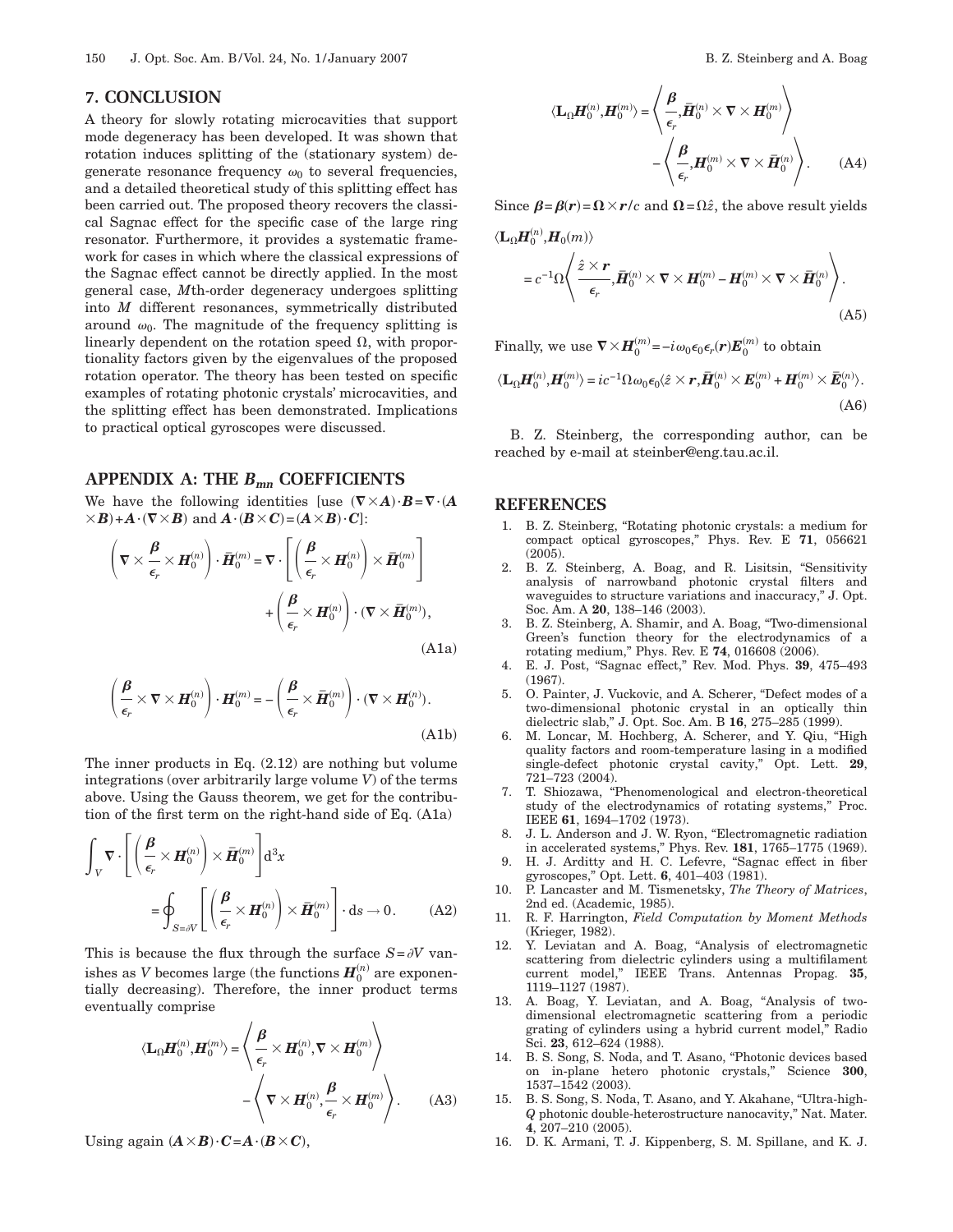## 7. CONCLUSION

A theory for slowly rotating microcavities that support mode degeneracy has been developed. It was shown that rotation induces splitting of the (stationary system) degenerate resonance frequency $\omega_0$ to several frequencies, and a detailed theoretical study of this splitting effect has been carried out. The proposed theory recovers the classical Sagnac effect for the specific case of the large ring resonator. Furthermore, it provides a systematic framework for cases in which where the classical expressions of the Sagnac effect cannot be directly applied. In the most general case, $M$th-order degeneracy undergoes splitting into $M$ different resonances, symmetrically distributed around $\omega_0$. The magnitude of the frequency splitting is linearly dependent on the rotation speed $\Omega$, with proportionality factors given by the eigenvalues of the proposed rotation operator. The theory has been tested on specific examples of rotating photonic crystals' microcavities, and the splitting effect has been demonstrated. Implications to practical optical gyroscopes were discussed.

## APPENDIX A: THE $B_{mn}$ COEFFICIENTS

We have the following identities [use $(\nabla\times\boldsymbol{A})\cdot\boldsymbol{B}=\nabla\cdot(\boldsymbol{A}\times\boldsymbol{B})+\boldsymbol{A}\cdot(\nabla\times\boldsymbol{B})$ and $\boldsymbol{A}\cdot(\boldsymbol{B}\times\boldsymbol{C})=(\boldsymbol{A}\times\boldsymbol{B})\cdot\boldsymbol{C}$]:

$$\left(\nabla\times\frac{\boldsymbol{\beta}}{\epsilon_r}\times\boldsymbol{H}_0^{(n)}\right)\cdot\bar{\boldsymbol{H}}_0^{(m)}=\nabla\cdot\left[\left(\frac{\boldsymbol{\beta}}{\epsilon_r}\times\boldsymbol{H}_0^{(n)}\right)\times\bar{\boldsymbol{H}}_0^{(m)}\right]+\left(\frac{\boldsymbol{\beta}}{\epsilon_r}\times\boldsymbol{H}_0^{(n)}\right)\cdot(\nabla\times\bar{\boldsymbol{H}}_0^{(m)}),\tag{A1a}$$

$$\left(\frac{\boldsymbol{\beta}}{\epsilon_r}\times\nabla\times\boldsymbol{H}_0^{(n)}\right)\cdot\boldsymbol{H}_0^{(m)}=-\left(\frac{\boldsymbol{\beta}}{\epsilon_r}\times\bar{\boldsymbol{H}}_0^{(m)}\right)\cdot(\nabla\times\boldsymbol{H}_0^{(n)}).\tag{A1b}$$

The inner products in Eq. (2.12) are nothing but volume integrations (over arbitrarily large volume $V$) of the terms above. Using the Gauss theorem, we get for the contribution of the first term on the right-hand side of Eq. (A1a)

$$\int_V\nabla\cdot\left[\left(\frac{\boldsymbol{\beta}}{\epsilon_r}\times\boldsymbol{H}_0^{(n)}\right)\times\bar{\boldsymbol{H}}_0^{(m)}\right]\mathrm{d}^3x=\oint_{S=\partial V}\left[\left(\frac{\boldsymbol{\beta}}{\epsilon_r}\times\boldsymbol{H}_0^{(n)}\right)\times\bar{\boldsymbol{H}}_0^{(m)}\right]\cdot\mathrm{d}\boldsymbol{s}\to 0.\tag{A2}$$

This is because the flux through the surface $S=\partial V$ vanishes as $V$ becomes large (the functions $\boldsymbol{H}_0^{(n)}$ are exponentially decreasing). Therefore, the inner product terms eventually comprise

$$\langle\mathbf{L}_\Omega\boldsymbol{H}_0^{(n)},\boldsymbol{H}_0^{(m)}\rangle=\left\langle\frac{\boldsymbol{\beta}}{\epsilon_r}\times\boldsymbol{H}_0^{(n)},\nabla\times\boldsymbol{H}_0^{(m)}\right\rangle-\left\langle\nabla\times\boldsymbol{H}_0^{(n)},\frac{\boldsymbol{\beta}}{\epsilon_r}\times\boldsymbol{H}_0^{(m)}\right\rangle.\tag{A3}$$

Using again $(\boldsymbol{A}\times\boldsymbol{B})\cdot\boldsymbol{C}=\boldsymbol{A}\cdot(\boldsymbol{B}\times\boldsymbol{C})$,

$$\langle\mathbf{L}_\Omega\boldsymbol{H}_0^{(n)},\boldsymbol{H}_0^{(m)}\rangle=\left\langle\frac{\boldsymbol{\beta}}{\epsilon_r},\bar{\boldsymbol{H}}_0^{(n)}\times\nabla\times\boldsymbol{H}_0^{(m)}\right\rangle-\left\langle\frac{\boldsymbol{\beta}}{\epsilon_r},\boldsymbol{H}_0^{(m)}\times\nabla\times\bar{\boldsymbol{H}}_0^{(n)}\right\rangle.\tag{A4}$$

Since $\boldsymbol{\beta}=\boldsymbol{\beta}(\boldsymbol{r})=\boldsymbol{\Omega}\times\boldsymbol{r}/c$ and $\boldsymbol{\Omega}=\Omega\hat{z}$, the above result yields

$$\langle\mathbf{L}_\Omega\boldsymbol{H}_0^{(n)},\boldsymbol{H}_0(m)\rangle=c^{-1}\Omega\left\langle\frac{\hat{z}\times\boldsymbol{r}}{\epsilon_r},\bar{\boldsymbol{H}}_0^{(n)}\times\nabla\times\boldsymbol{H}_0^{(m)}-\boldsymbol{H}_0^{(m)}\times\nabla\times\bar{\boldsymbol{H}}_0^{(n)}\right\rangle.\tag{A5}$$

Finally, we use $\nabla\times\boldsymbol{H}_0^{(m)}=-i\omega_0\epsilon_0\epsilon_r(\boldsymbol{r})\boldsymbol{E}_0^{(m)}$ to obtain

$$\langle\mathbf{L}_\Omega\boldsymbol{H}_0^{(n)},\boldsymbol{H}_0^{(m)}\rangle=ic^{-1}\Omega\omega_0\epsilon_0\langle\hat{z}\times\boldsymbol{r},\bar{\boldsymbol{H}}_0^{(n)}\times\boldsymbol{E}_0^{(m)}+\boldsymbol{H}_0^{(m)}\times\bar{\boldsymbol{E}}_0^{(n)}\rangle.\tag{A6}$$

B. Z. Steinberg, the corresponding author, can be reached by e-mail at steinber@eng.tau.ac.il.

## REFERENCES

1. B. Z. Steinberg, "Rotating photonic crystals: a medium for compact optical gyroscopes," Phys. Rev. E **71**, 056621 (2005).
2. B. Z. Steinberg, A. Boag, and R. Lisitsin, "Sensitivity analysis of narrowband photonic crystal filters and waveguides to structure variations and inaccuracy," J. Opt. Soc. Am. A **20**, 138–146 (2003).
3. B. Z. Steinberg, A. Shamir, and A. Boag, "Two-dimensional Green's function theory for the electrodynamics of a rotating medium," Phys. Rev. E **74**, 016608 (2006).
4. E. J. Post, "Sagnac effect," Rev. Mod. Phys. **39**, 475–493 (1967).
5. O. Painter, J. Vuckovic, and A. Scherer, "Defect modes of a two-dimensional photonic crystal in an optically thin dielectric slab," J. Opt. Soc. Am. B **16**, 275–285 (1999).
6. M. Loncar, M. Hochberg, A. Scherer, and Y. Qiu, "High quality factors and room-temperature lasing in a modified single-defect photonic crystal cavity," Opt. Lett. **29**, 721–723 (2004).
7. T. Shiozawa, "Phenomenological and electron-theoretical study of the electrodynamics of rotating systems," Proc. IEEE **61**, 1694–1702 (1973).
8. J. L. Anderson and J. W. Ryon, "Electromagnetic radiation in accelerated systems," Phys. Rev. **181**, 1765–1775 (1969).
9. H. J. Arditty and H. C. Lefevre, "Sagnac effect in fiber gyroscopes," Opt. Lett. **6**, 401–403 (1981).
10. P. Lancaster and M. Tismenetsky, *The Theory of Matrices*, 2nd ed. (Academic, 1985).
11. R. F. Harrington, *Field Computation by Moment Methods* (Krieger, 1982).
12. Y. Leviatan and A. Boag, "Analysis of electromagnetic scattering from dielectric cylinders using a multifilament current model," IEEE Trans. Antennas Propag. **35**, 1119–1127 (1987).
13. A. Boag, Y. Leviatan, and A. Boag, "Analysis of two-dimensional electromagnetic scattering from a periodic grating of cylinders using a hybrid current model," Radio Sci. **23**, 612–624 (1988).
14. B. S. Song, S. Noda, and T. Asano, "Photonic devices based on in-plane hetero photonic crystals," Science **300**, 1537–1542 (2003).
15. B. S. Song, S. Noda, T. Asano, and Y. Akahane, "Ultra-high-$Q$ photonic double-heterostructure nanocavity," Nat. Mater. **4**, 207–210 (2005).
16. D. K. Armani, T. J. Kippenberg, S. M. Spillane, and K. J.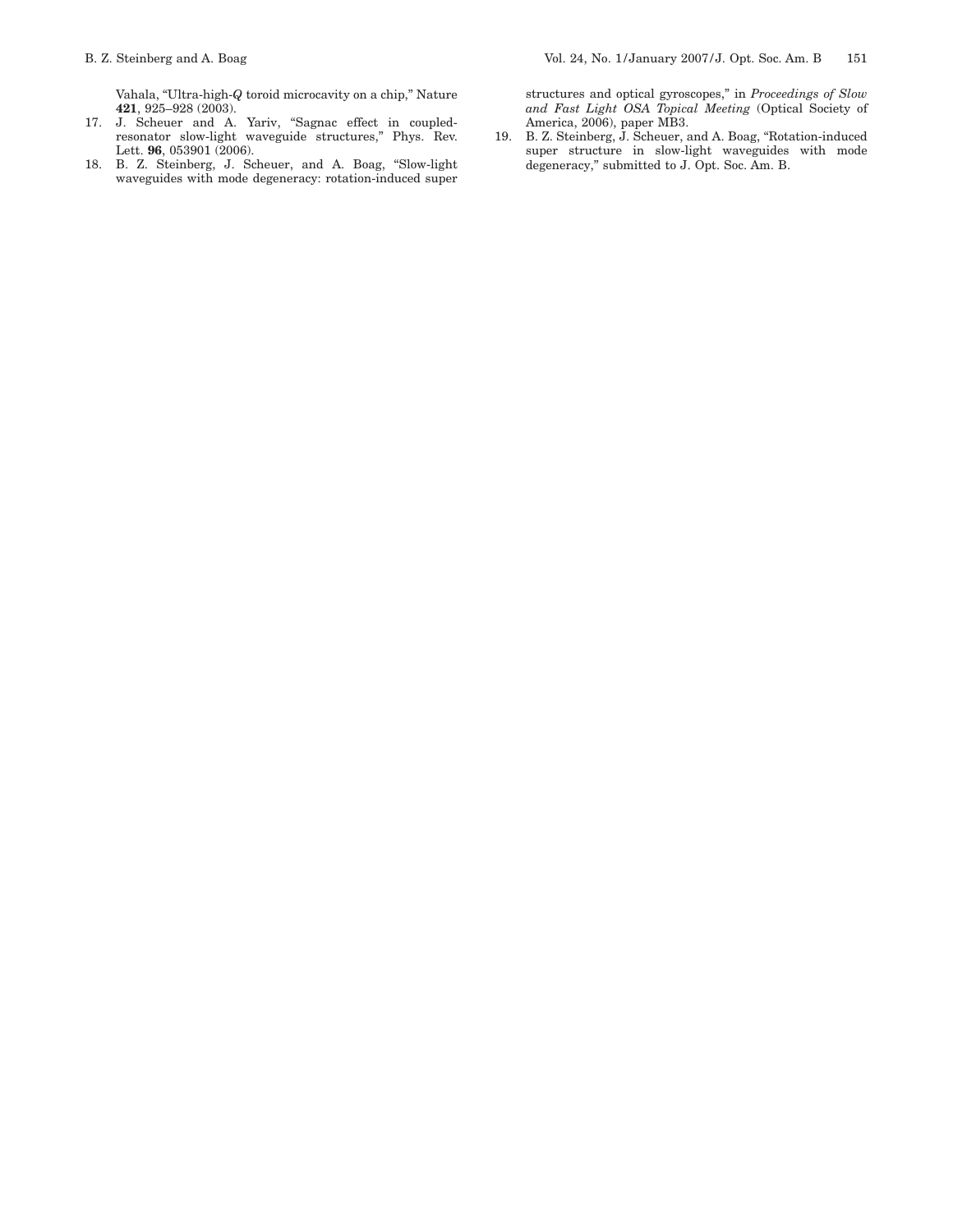Vahala, "Ultra-high-*Q* toroid microcavity on a chip," Nature **421**, 925–928 (2003).

17. J. Scheuer and A. Yariv, "Sagnac effect in coupled-resonator slow-light waveguide structures," Phys. Rev. Lett. **96**, 053901 (2006).
18. B. Z. Steinberg, J. Scheuer, and A. Boag, "Slow-light waveguides with mode degeneracy: rotation-induced super structures and optical gyroscopes," in *Proceedings of Slow and Fast Light OSA Topical Meeting* (Optical Society of America, 2006), paper MB3.
19. B. Z. Steinberg, J. Scheuer, and A. Boag, "Rotation-induced super structure in slow-light waveguides with mode degeneracy," submitted to J. Opt. Soc. Am. B.